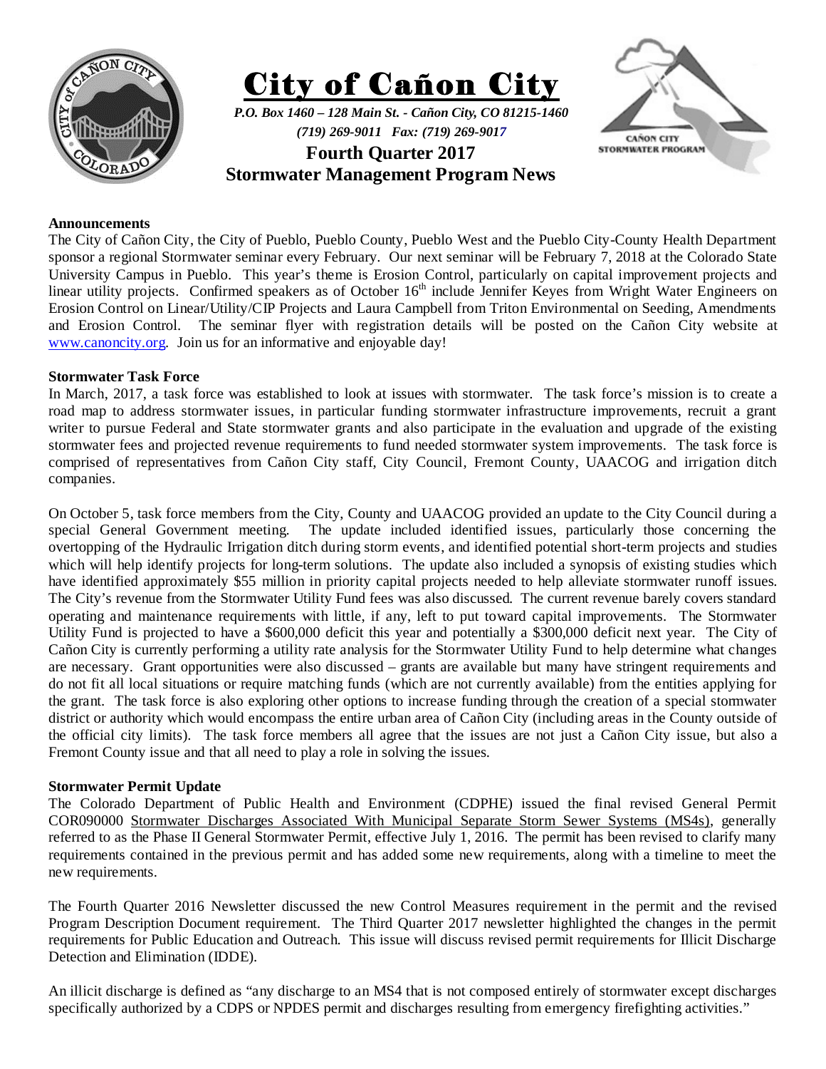# City of Cañon City

***P.O. Box 1460 – 128 Main St. - Cañon City, CO 81215-1460***
***(719) 269-9011 Fax: (719) 269-9017***

## Fourth Quarter 2017
## Stormwater Management Program News

**Announcements**

The City of Cañon City, the City of Pueblo, Pueblo County, Pueblo West and the Pueblo City-County Health Department sponsor a regional Stormwater seminar every February. Our next seminar will be February 7, 2018 at the Colorado State University Campus in Pueblo. This year's theme is Erosion Control, particularly on capital improvement projects and linear utility projects. Confirmed speakers as of October 16th include Jennifer Keyes from Wright Water Engineers on Erosion Control on Linear/Utility/CIP Projects and Laura Campbell from Triton Environmental on Seeding, Amendments and Erosion Control. The seminar flyer with registration details will be posted on the Cañon City website at www.canoncity.org. Join us for an informative and enjoyable day!

**Stormwater Task Force**

In March, 2017, a task force was established to look at issues with stormwater. The task force's mission is to create a road map to address stormwater issues, in particular funding stormwater infrastructure improvements, recruit a grant writer to pursue Federal and State stormwater grants and also participate in the evaluation and upgrade of the existing stormwater fees and projected revenue requirements to fund needed stormwater system improvements. The task force is comprised of representatives from Cañon City staff, City Council, Fremont County, UAACOG and irrigation ditch companies.

On October 5, task force members from the City, County and UAACOG provided an update to the City Council during a special General Government meeting. The update included identified issues, particularly those concerning the overtopping of the Hydraulic Irrigation ditch during storm events, and identified potential short-term projects and studies which will help identify projects for long-term solutions. The update also included a synopsis of existing studies which have identified approximately $55 million in priority capital projects needed to help alleviate stormwater runoff issues. The City's revenue from the Stormwater Utility Fund fees was also discussed. The current revenue barely covers standard operating and maintenance requirements with little, if any, left to put toward capital improvements. The Stormwater Utility Fund is projected to have a $600,000 deficit this year and potentially a $300,000 deficit next year. The City of Cañon City is currently performing a utility rate analysis for the Stormwater Utility Fund to help determine what changes are necessary. Grant opportunities were also discussed – grants are available but many have stringent requirements and do not fit all local situations or require matching funds (which are not currently available) from the entities applying for the grant. The task force is also exploring other options to increase funding through the creation of a special stormwater district or authority which would encompass the entire urban area of Cañon City (including areas in the County outside of the official city limits). The task force members all agree that the issues are not just a Cañon City issue, but also a Fremont County issue and that all need to play a role in solving the issues.

**Stormwater Permit Update**

The Colorado Department of Public Health and Environment (CDPHE) issued the final revised General Permit COR090000 Stormwater Discharges Associated With Municipal Separate Storm Sewer Systems (MS4s), generally referred to as the Phase II General Stormwater Permit, effective July 1, 2016. The permit has been revised to clarify many requirements contained in the previous permit and has added some new requirements, along with a timeline to meet the new requirements.

The Fourth Quarter 2016 Newsletter discussed the new Control Measures requirement in the permit and the revised Program Description Document requirement. The Third Quarter 2017 newsletter highlighted the changes in the permit requirements for Public Education and Outreach. This issue will discuss revised permit requirements for Illicit Discharge Detection and Elimination (IDDE).

An illicit discharge is defined as "any discharge to an MS4 that is not composed entirely of stormwater except discharges specifically authorized by a CDPS or NPDES permit and discharges resulting from emergency firefighting activities."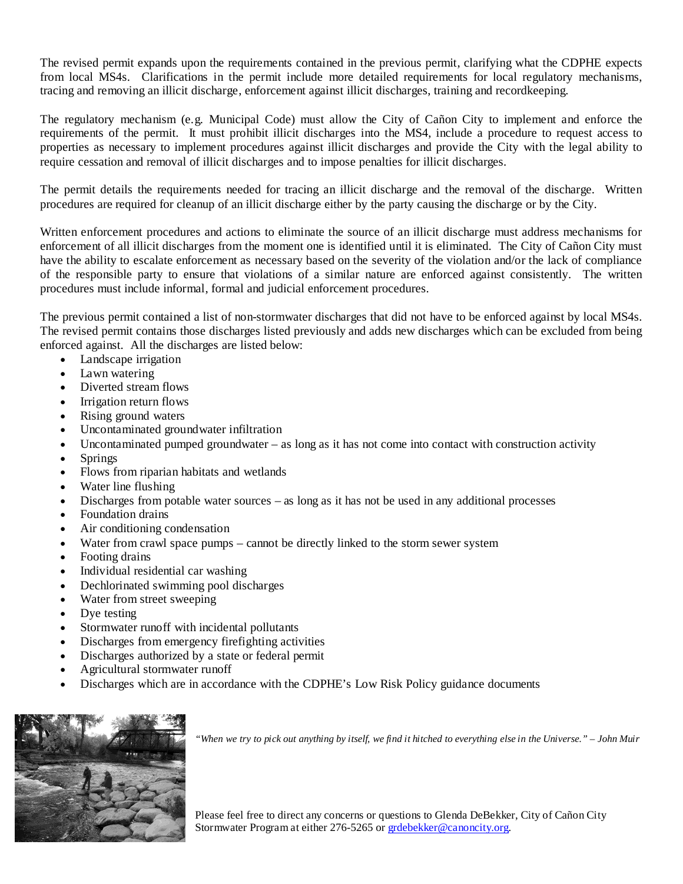The revised permit expands upon the requirements contained in the previous permit, clarifying what the CDPHE expects from local MS4s. Clarifications in the permit include more detailed requirements for local regulatory mechanisms, tracing and removing an illicit discharge, enforcement against illicit discharges, training and recordkeeping.

The regulatory mechanism (e.g. Municipal Code) must allow the City of Cañon City to implement and enforce the requirements of the permit. It must prohibit illicit discharges into the MS4, include a procedure to request access to properties as necessary to implement procedures against illicit discharges and provide the City with the legal ability to require cessation and removal of illicit discharges and to impose penalties for illicit discharges.

The permit details the requirements needed for tracing an illicit discharge and the removal of the discharge. Written procedures are required for cleanup of an illicit discharge either by the party causing the discharge or by the City.

Written enforcement procedures and actions to eliminate the source of an illicit discharge must address mechanisms for enforcement of all illicit discharges from the moment one is identified until it is eliminated. The City of Cañon City must have the ability to escalate enforcement as necessary based on the severity of the violation and/or the lack of compliance of the responsible party to ensure that violations of a similar nature are enforced against consistently. The written procedures must include informal, formal and judicial enforcement procedures.

The previous permit contained a list of non-stormwater discharges that did not have to be enforced against by local MS4s. The revised permit contains those discharges listed previously and adds new discharges which can be excluded from being enforced against. All the discharges are listed below:

- Landscape irrigation
- Lawn watering
- Diverted stream flows
- Irrigation return flows
- Rising ground waters
- Uncontaminated groundwater infiltration
- Uncontaminated pumped groundwater – as long as it has not come into contact with construction activity
- Springs
- Flows from riparian habitats and wetlands
- Water line flushing
- Discharges from potable water sources – as long as it has not be used in any additional processes
- Foundation drains
- Air conditioning condensation
- Water from crawl space pumps – cannot be directly linked to the storm sewer system
- Footing drains
- Individual residential car washing
- Dechlorinated swimming pool discharges
- Water from street sweeping
- Dye testing
- Stormwater runoff with incidental pollutants
- Discharges from emergency firefighting activities
- Discharges authorized by a state or federal permit
- Agricultural stormwater runoff
- Discharges which are in accordance with the CDPHE's Low Risk Policy guidance documents

*"When we try to pick out anything by itself, we find it hitched to everything else in the Universe." – John Muir*

Please feel free to direct any concerns or questions to Glenda DeBekker, City of Cañon City Stormwater Program at either 276-5265 or grdebekker@canoncity.org.